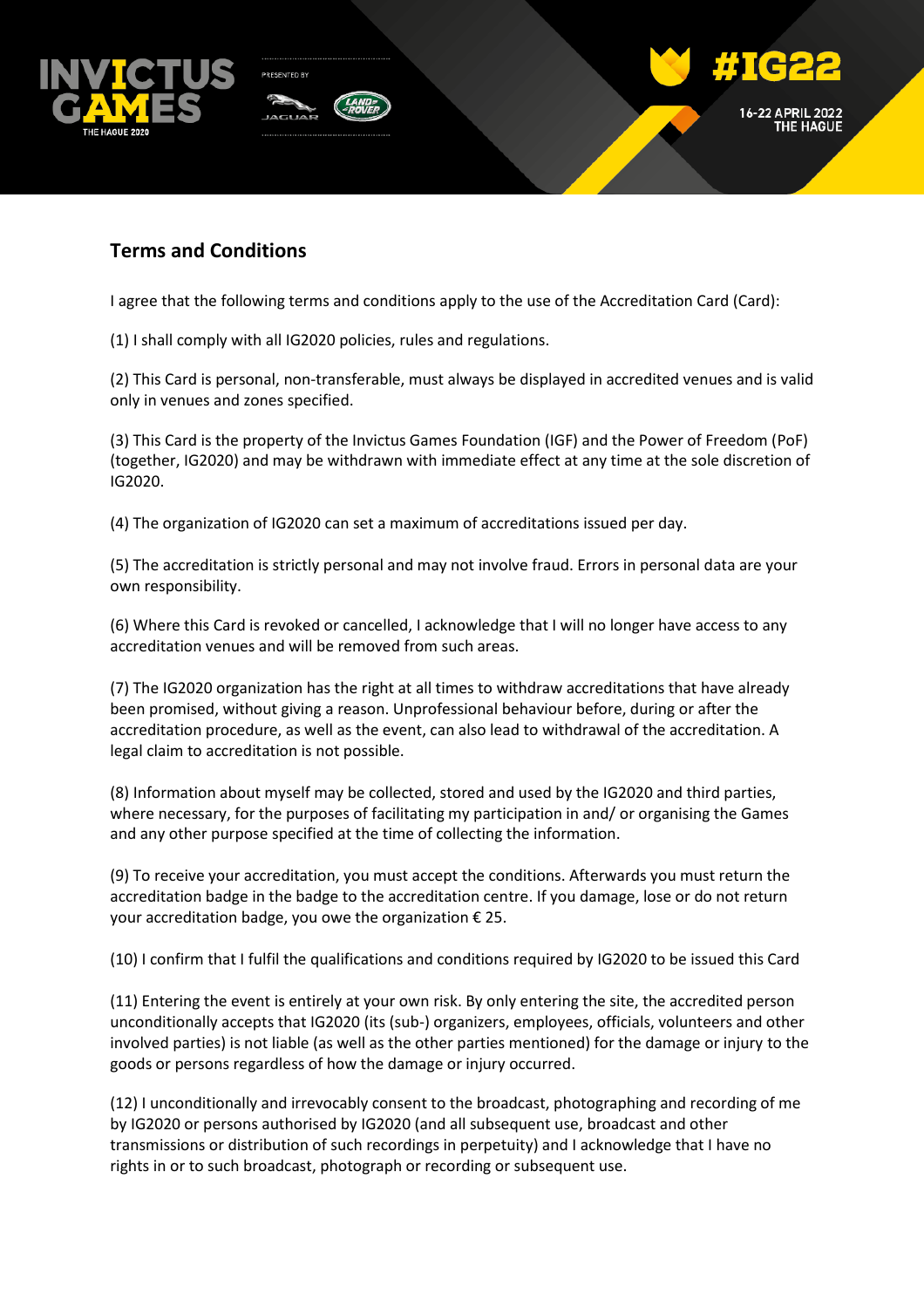## Terms and Conditions

I agree that the following terms and conditions apply to the use of the Accreditation Card (Card):

(1) I shall comply with all IG2020 policies, rules and regulations.

(2) This Card is personal, non-transferable, must always be displayed in accredited venues and is valid only in venues and zones specified.

(3) This Card is the property of the Invictus Games Foundation (IGF) and the Power of Freedom (PoF) (together, IG2020) and may be withdrawn with immediate effect at any time at the sole discretion of IG2020.

(4) The organization of IG2020 can set a maximum of accreditations issued per day.

(5) The accreditation is strictly personal and may not involve fraud. Errors in personal data are your own responsibility.

(6) Where this Card is revoked or cancelled, I acknowledge that I will no longer have access to any accreditation venues and will be removed from such areas.

(7) The IG2020 organization has the right at all times to withdraw accreditations that have already been promised, without giving a reason. Unprofessional behaviour before, during or after the accreditation procedure, as well as the event, can also lead to withdrawal of the accreditation. A legal claim to accreditation is not possible.

(8) Information about myself may be collected, stored and used by the IG2020 and third parties, where necessary, for the purposes of facilitating my participation in and/ or organising the Games and any other purpose specified at the time of collecting the information.

(9) To receive your accreditation, you must accept the conditions. Afterwards you must return the accreditation badge in the badge to the accreditation centre. If you damage, lose or do not return your accreditation badge, you owe the organization € 25.

(10) I confirm that I fulfil the qualifications and conditions required by IG2020 to be issued this Card

(11) Entering the event is entirely at your own risk. By only entering the site, the accredited person unconditionally accepts that IG2020 (its (sub-) organizers, employees, officials, volunteers and other involved parties) is not liable (as well as the other parties mentioned) for the damage or injury to the goods or persons regardless of how the damage or injury occurred.

(12) I unconditionally and irrevocably consent to the broadcast, photographing and recording of me by IG2020 or persons authorised by IG2020 (and all subsequent use, broadcast and other transmissions or distribution of such recordings in perpetuity) and I acknowledge that I have no rights in or to such broadcast, photograph or recording or subsequent use.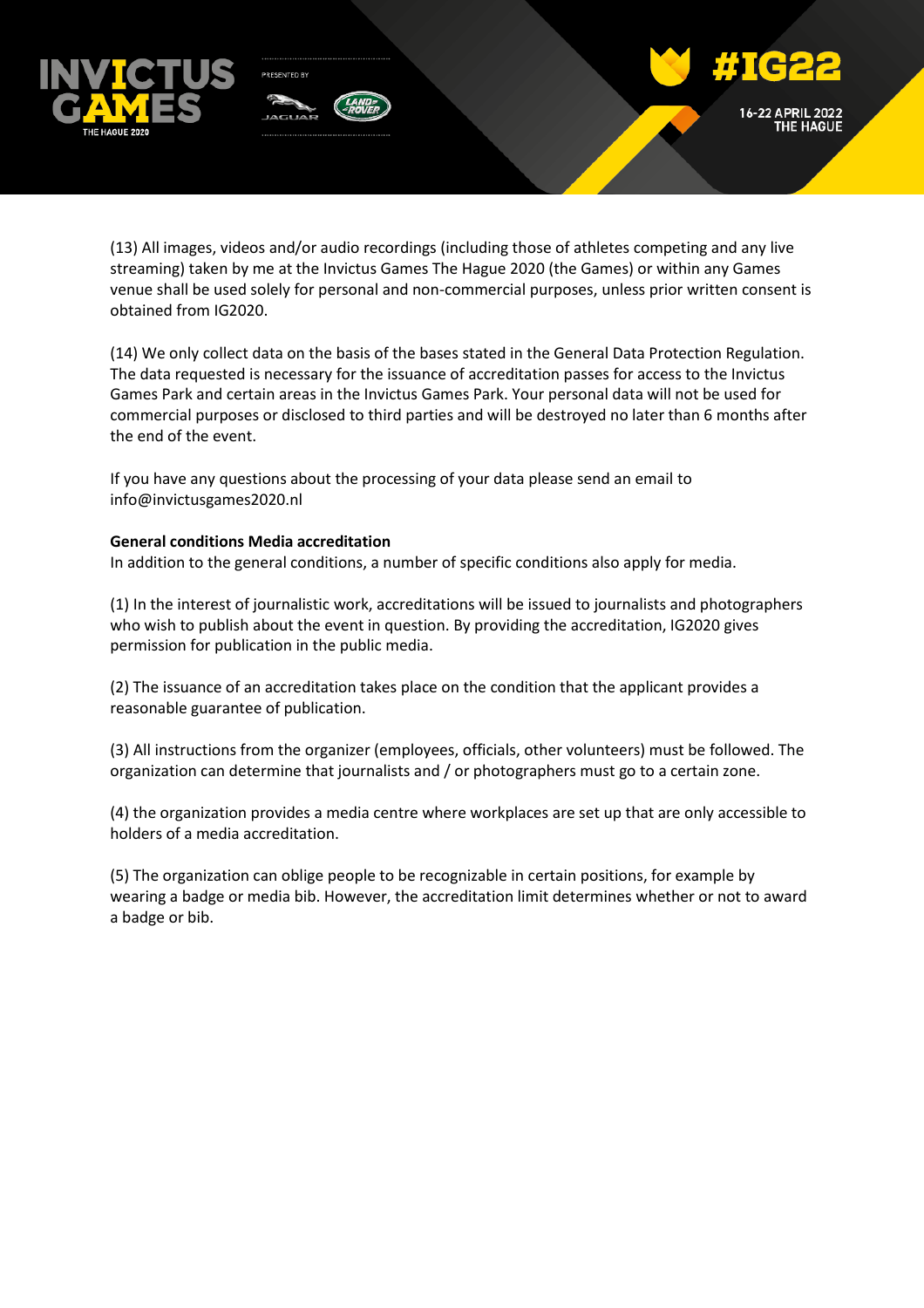(13) All images, videos and/or audio recordings (including those of athletes competing and any live streaming) taken by me at the Invictus Games The Hague 2020 (the Games) or within any Games venue shall be used solely for personal and non-commercial purposes, unless prior written consent is obtained from IG2020.

(14) We only collect data on the basis of the bases stated in the General Data Protection Regulation. The data requested is necessary for the issuance of accreditation passes for access to the Invictus Games Park and certain areas in the Invictus Games Park. Your personal data will not be used for commercial purposes or disclosed to third parties and will be destroyed no later than 6 months after the end of the event.

If you have any questions about the processing of your data please send an email to info@invictusgames2020.nl

**General conditions Media accreditation**
In addition to the general conditions, a number of specific conditions also apply for media.

(1) In the interest of journalistic work, accreditations will be issued to journalists and photographers who wish to publish about the event in question. By providing the accreditation, IG2020 gives permission for publication in the public media.

(2) The issuance of an accreditation takes place on the condition that the applicant provides a reasonable guarantee of publication.

(3) All instructions from the organizer (employees, officials, other volunteers) must be followed. The organization can determine that journalists and / or photographers must go to a certain zone.

(4) the organization provides a media centre where workplaces are set up that are only accessible to holders of a media accreditation.

(5) The organization can oblige people to be recognizable in certain positions, for example by wearing a badge or media bib. However, the accreditation limit determines whether or not to award a badge or bib.